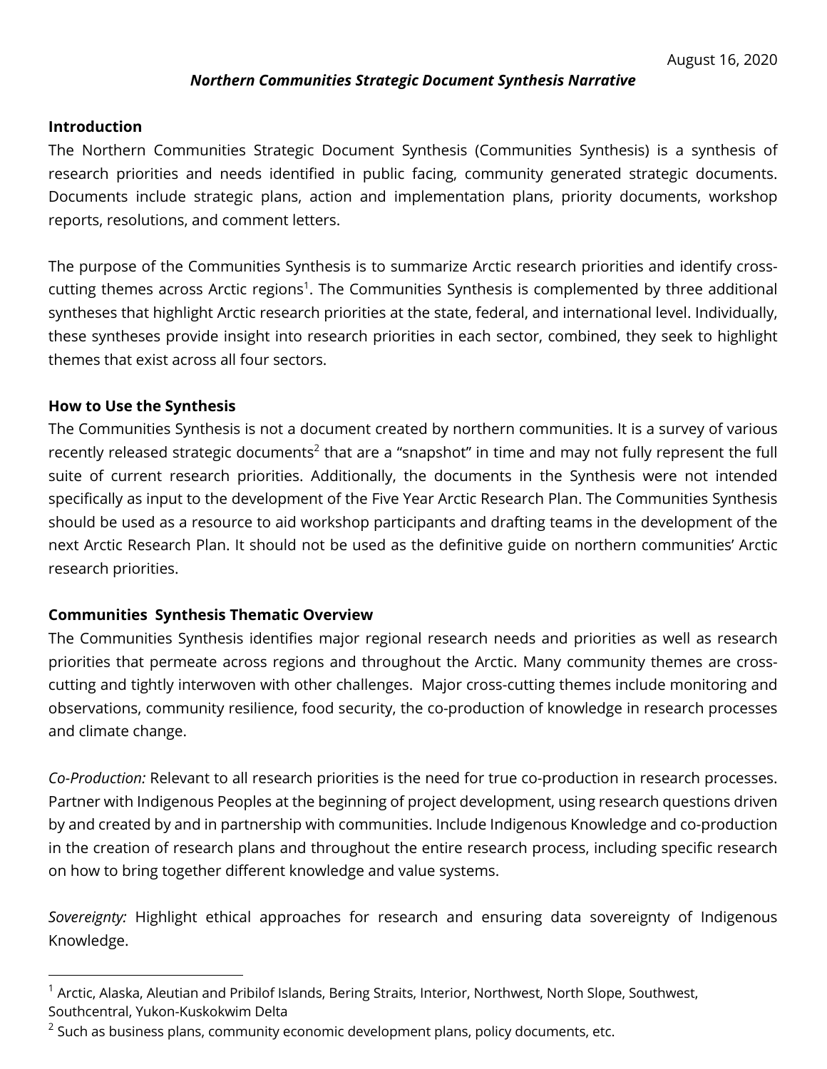August 16, 2020

***Northern Communities Strategic Document Synthesis Narrative***

## Introduction

The Northern Communities Strategic Document Synthesis (Communities Synthesis) is a synthesis of research priorities and needs identified in public facing, community generated strategic documents. Documents include strategic plans, action and implementation plans, priority documents, workshop reports, resolutions, and comment letters.

The purpose of the Communities Synthesis is to summarize Arctic research priorities and identify cross-cutting themes across Arctic regions[1]. The Communities Synthesis is complemented by three additional syntheses that highlight Arctic research priorities at the state, federal, and international level. Individually, these syntheses provide insight into research priorities in each sector, combined, they seek to highlight themes that exist across all four sectors.

## How to Use the Synthesis

The Communities Synthesis is not a document created by northern communities. It is a survey of various recently released strategic documents[2] that are a "snapshot" in time and may not fully represent the full suite of current research priorities. Additionally, the documents in the Synthesis were not intended specifically as input to the development of the Five Year Arctic Research Plan. The Communities Synthesis should be used as a resource to aid workshop participants and drafting teams in the development of the next Arctic Research Plan. It should not be used as the definitive guide on northern communities' Arctic research priorities.

## Communities Synthesis Thematic Overview

The Communities Synthesis identifies major regional research needs and priorities as well as research priorities that permeate across regions and throughout the Arctic. Many community themes are cross-cutting and tightly interwoven with other challenges. Major cross-cutting themes include monitoring and observations, community resilience, food security, the co-production of knowledge in research processes and climate change.

*Co-Production:* Relevant to all research priorities is the need for true co-production in research processes. Partner with Indigenous Peoples at the beginning of project development, using research questions driven by and created by and in partnership with communities. Include Indigenous Knowledge and co-production in the creation of research plans and throughout the entire research process, including specific research on how to bring together different knowledge and value systems.

*Sovereignty:* Highlight ethical approaches for research and ensuring data sovereignty of Indigenous Knowledge.

---

[1] Arctic, Alaska, Aleutian and Pribilof Islands, Bering Straits, Interior, Northwest, North Slope, Southwest, Southcentral, Yukon-Kuskokwim Delta

[2] Such as business plans, community economic development plans, policy documents, etc.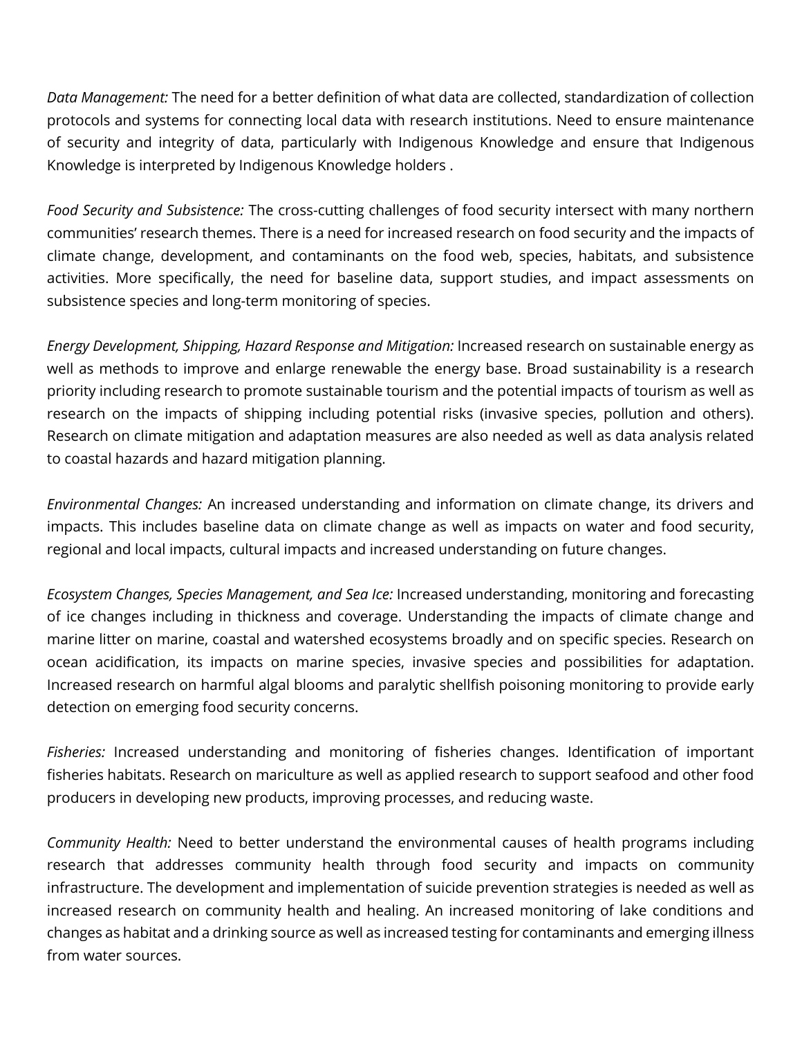*Data Management:* The need for a better definition of what data are collected, standardization of collection protocols and systems for connecting local data with research institutions. Need to ensure maintenance of security and integrity of data, particularly with Indigenous Knowledge and ensure that Indigenous Knowledge is interpreted by Indigenous Knowledge holders .

*Food Security and Subsistence:* The cross-cutting challenges of food security intersect with many northern communities' research themes. There is a need for increased research on food security and the impacts of climate change, development, and contaminants on the food web, species, habitats, and subsistence activities. More specifically, the need for baseline data, support studies, and impact assessments on subsistence species and long-term monitoring of species.

*Energy Development, Shipping, Hazard Response and Mitigation:* Increased research on sustainable energy as well as methods to improve and enlarge renewable the energy base. Broad sustainability is a research priority including research to promote sustainable tourism and the potential impacts of tourism as well as research on the impacts of shipping including potential risks (invasive species, pollution and others). Research on climate mitigation and adaptation measures are also needed as well as data analysis related to coastal hazards and hazard mitigation planning.

*Environmental Changes:* An increased understanding and information on climate change, its drivers and impacts. This includes baseline data on climate change as well as impacts on water and food security, regional and local impacts, cultural impacts and increased understanding on future changes.

*Ecosystem Changes, Species Management, and Sea Ice:* Increased understanding, monitoring and forecasting of ice changes including in thickness and coverage. Understanding the impacts of climate change and marine litter on marine, coastal and watershed ecosystems broadly and on specific species. Research on ocean acidification, its impacts on marine species, invasive species and possibilities for adaptation. Increased research on harmful algal blooms and paralytic shellfish poisoning monitoring to provide early detection on emerging food security concerns.

*Fisheries:* Increased understanding and monitoring of fisheries changes. Identification of important fisheries habitats. Research on mariculture as well as applied research to support seafood and other food producers in developing new products, improving processes, and reducing waste.

*Community Health:* Need to better understand the environmental causes of health programs including research that addresses community health through food security and impacts on community infrastructure. The development and implementation of suicide prevention strategies is needed as well as increased research on community health and healing. An increased monitoring of lake conditions and changes as habitat and a drinking source as well as increased testing for contaminants and emerging illness from water sources.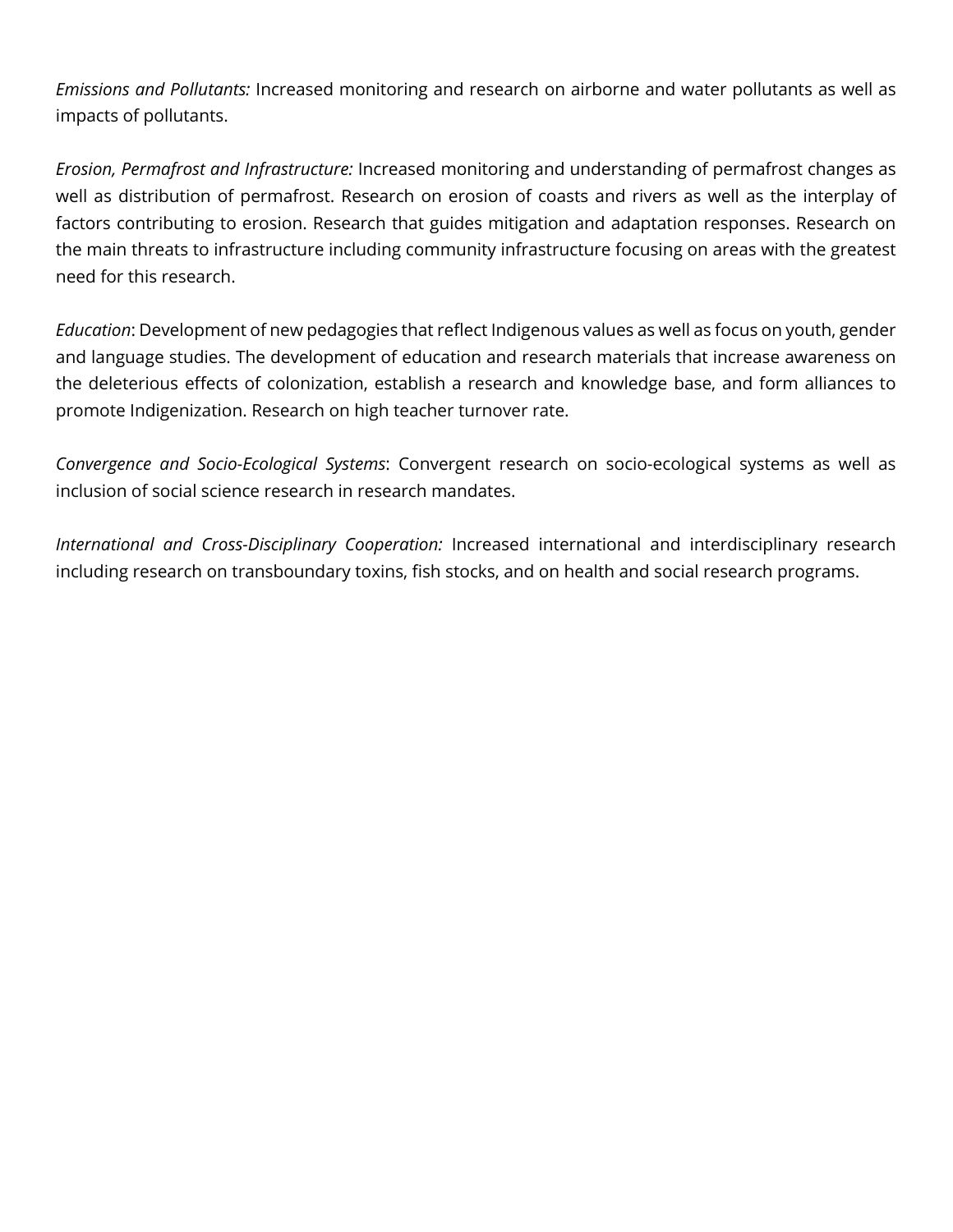*Emissions and Pollutants:* Increased monitoring and research on airborne and water pollutants as well as impacts of pollutants.

*Erosion, Permafrost and Infrastructure:* Increased monitoring and understanding of permafrost changes as well as distribution of permafrost. Research on erosion of coasts and rivers as well as the interplay of factors contributing to erosion. Research that guides mitigation and adaptation responses. Research on the main threats to infrastructure including community infrastructure focusing on areas with the greatest need for this research.

*Education*: Development of new pedagogies that reflect Indigenous values as well as focus on youth, gender and language studies. The development of education and research materials that increase awareness on the deleterious effects of colonization, establish a research and knowledge base, and form alliances to promote Indigenization. Research on high teacher turnover rate.

*Convergence and Socio-Ecological Systems*: Convergent research on socio-ecological systems as well as inclusion of social science research in research mandates.

*International and Cross-Disciplinary Cooperation:* Increased international and interdisciplinary research including research on transboundary toxins, fish stocks, and on health and social research programs.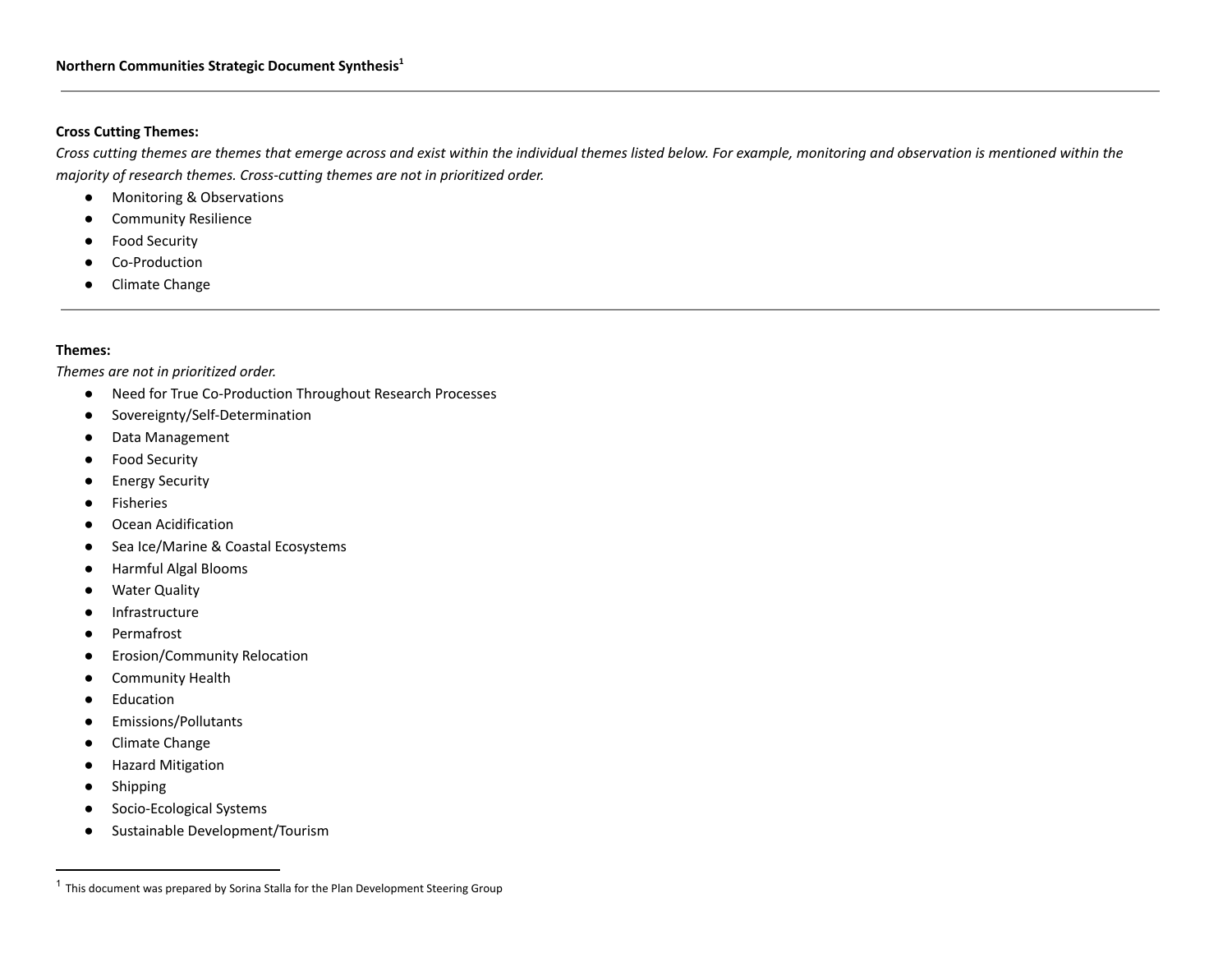**Northern Communities Strategic Document Synthesis**[1]

---

**Cross Cutting Themes:**

*Cross cutting themes are themes that emerge across and exist within the individual themes listed below. For example, monitoring and observation is mentioned within the majority of research themes. Cross-cutting themes are not in prioritized order.*

- Monitoring & Observations
- Community Resilience
- Food Security
- Co-Production
- Climate Change

---

**Themes:**

*Themes are not in prioritized order.*

- Need for True Co-Production Throughout Research Processes
- Sovereignty/Self-Determination
- Data Management
- Food Security
- Energy Security
- Fisheries
- Ocean Acidification
- Sea Ice/Marine & Coastal Ecosystems
- Harmful Algal Blooms
- Water Quality
- Infrastructure
- Permafrost
- Erosion/Community Relocation
- Community Health
- Education
- Emissions/Pollutants
- Climate Change
- Hazard Mitigation
- Shipping
- Socio-Ecological Systems
- Sustainable Development/Tourism

---

[1] This document was prepared by Sorina Stalla for the Plan Development Steering Group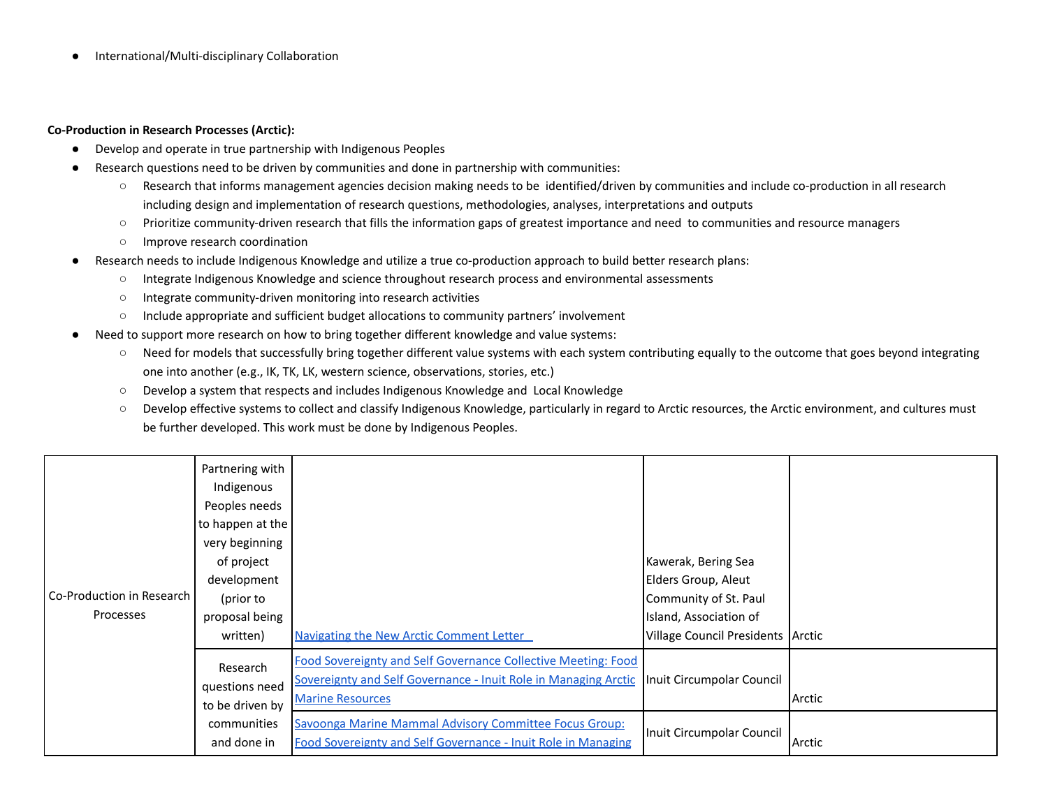- International/Multi-disciplinary Collaboration

**Co-Production in Research Processes (Arctic):**

- Develop and operate in true partnership with Indigenous Peoples
- Research questions need to be driven by communities and done in partnership with communities:
  - Research that informs management agencies decision making needs to be identified/driven by communities and include co-production in all research including design and implementation of research questions, methodologies, analyses, interpretations and outputs
  - Prioritize community-driven research that fills the information gaps of greatest importance and need to communities and resource managers
  - Improve research coordination
- Research needs to include Indigenous Knowledge and utilize a true co-production approach to build better research plans:
  - Integrate Indigenous Knowledge and science throughout research process and environmental assessments
  - Integrate community-driven monitoring into research activities
  - Include appropriate and sufficient budget allocations to community partners' involvement
- Need to support more research on how to bring together different knowledge and value systems:
  - Need for models that successfully bring together different value systems with each system contributing equally to the outcome that goes beyond integrating one into another (e.g., IK, TK, LK, western science, observations, stories, etc.)
  - Develop a system that respects and includes Indigenous Knowledge and Local Knowledge
  - Develop effective systems to collect and classify Indigenous Knowledge, particularly in regard to Arctic resources, the Arctic environment, and cultures must be further developed. This work must be done by Indigenous Peoples.

| | | | | |
|---|---|---|---|---|
| Co-Production in Research Processes | Partnering with Indigenous Peoples needs to happen at the very beginning of project development (prior to proposal being written) | Navigating the New Arctic Comment Letter | Kawerak, Bering Sea Elders Group, Aleut Community of St. Paul Island, Association of Village Council Presidents | Arctic |
| | Research questions need to be driven by communities and done in | Food Sovereignty and Self Governance Collective Meeting: Food Sovereignty and Self Governance - Inuit Role in Managing Arctic Marine Resources | Inuit Circumpolar Council | Arctic |
| | | Savoonga Marine Mammal Advisory Committee Focus Group: Food Sovereignty and Self Governance - Inuit Role in Managing | Inuit Circumpolar Council | Arctic |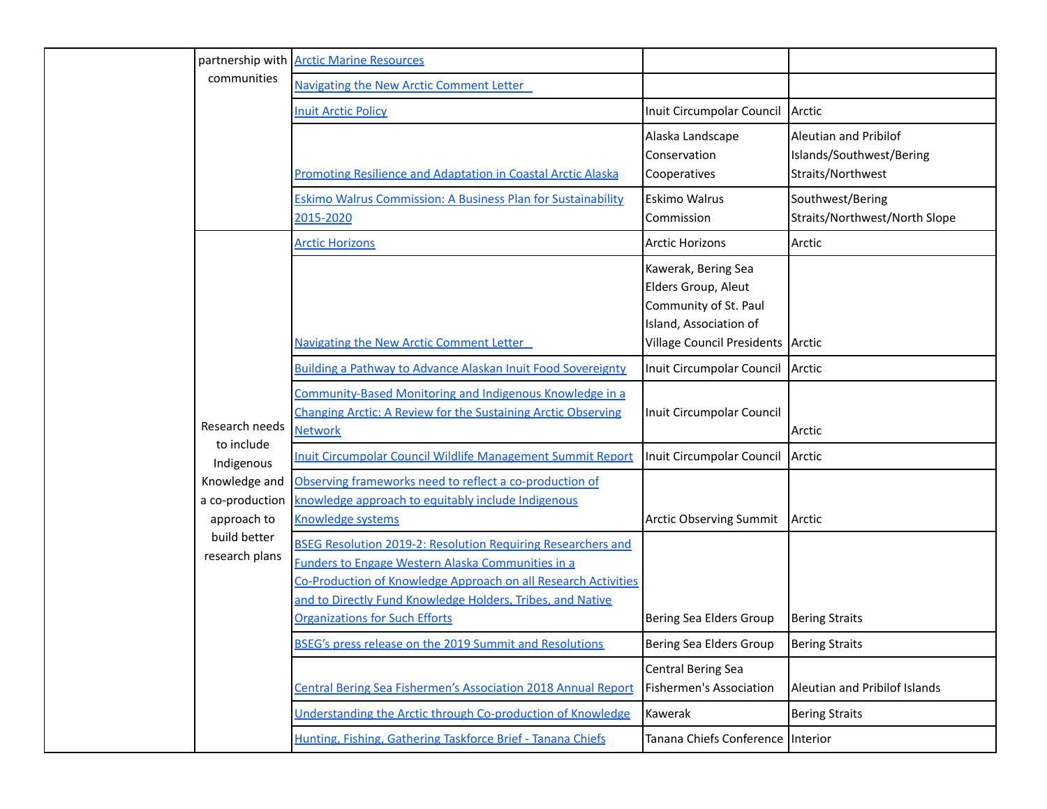| | | | | |
|---|---|---|---|---|
| | partnership with communities | Arctic Marine Resources | | |
| | | Navigating the New Arctic Comment Letter | | |
| | | Inuit Arctic Policy | Inuit Circumpolar Council | Arctic |
| | | Promoting Resilience and Adaptation in Coastal Arctic Alaska | Alaska Landscape Conservation Cooperatives | Aleutian and Pribilof Islands/Southwest/Bering Straits/Northwest |
| | | Eskimo Walrus Commission: A Business Plan for Sustainability 2015-2020 | Eskimo Walrus Commission | Southwest/Bering Straits/Northwest/North Slope |
| | Research needs to include Indigenous Knowledge and a co-production approach to build better research plans | Arctic Horizons | Arctic Horizons | Arctic |
| | | Navigating the New Arctic Comment Letter | Kawerak, Bering Sea Elders Group, Aleut Community of St. Paul Island, Association of Village Council Presidents | Arctic |
| | | Building a Pathway to Advance Alaskan Inuit Food Sovereignty | Inuit Circumpolar Council | Arctic |
| | | Community-Based Monitoring and Indigenous Knowledge in a Changing Arctic: A Review for the Sustaining Arctic Observing Network | Inuit Circumpolar Council | Arctic |
| | | Inuit Circumpolar Council Wildlife Management Summit Report | Inuit Circumpolar Council | Arctic |
| | | Observing frameworks need to reflect a co-production of knowledge approach to equitably include Indigenous Knowledge systems | Arctic Observing Summit | Arctic |
| | | BSEG Resolution 2019-2: Resolution Requiring Researchers and Funders to Engage Western Alaska Communities in a Co-Production of Knowledge Approach on all Research Activities and to Directly Fund Knowledge Holders, Tribes, and Native Organizations for Such Efforts | Bering Sea Elders Group | Bering Straits |
| | | BSEG's press release on the 2019 Summit and Resolutions | Bering Sea Elders Group | Bering Straits |
| | | Central Bering Sea Fishermen's Association 2018 Annual Report | Central Bering Sea Fishermen's Association | Aleutian and Pribilof Islands |
| | | Understanding the Arctic through Co-production of Knowledge | Kawerak | Bering Straits |
| | | Hunting, Fishing, Gathering Taskforce Brief - Tanana Chiefs | Tanana Chiefs Conference | Interior |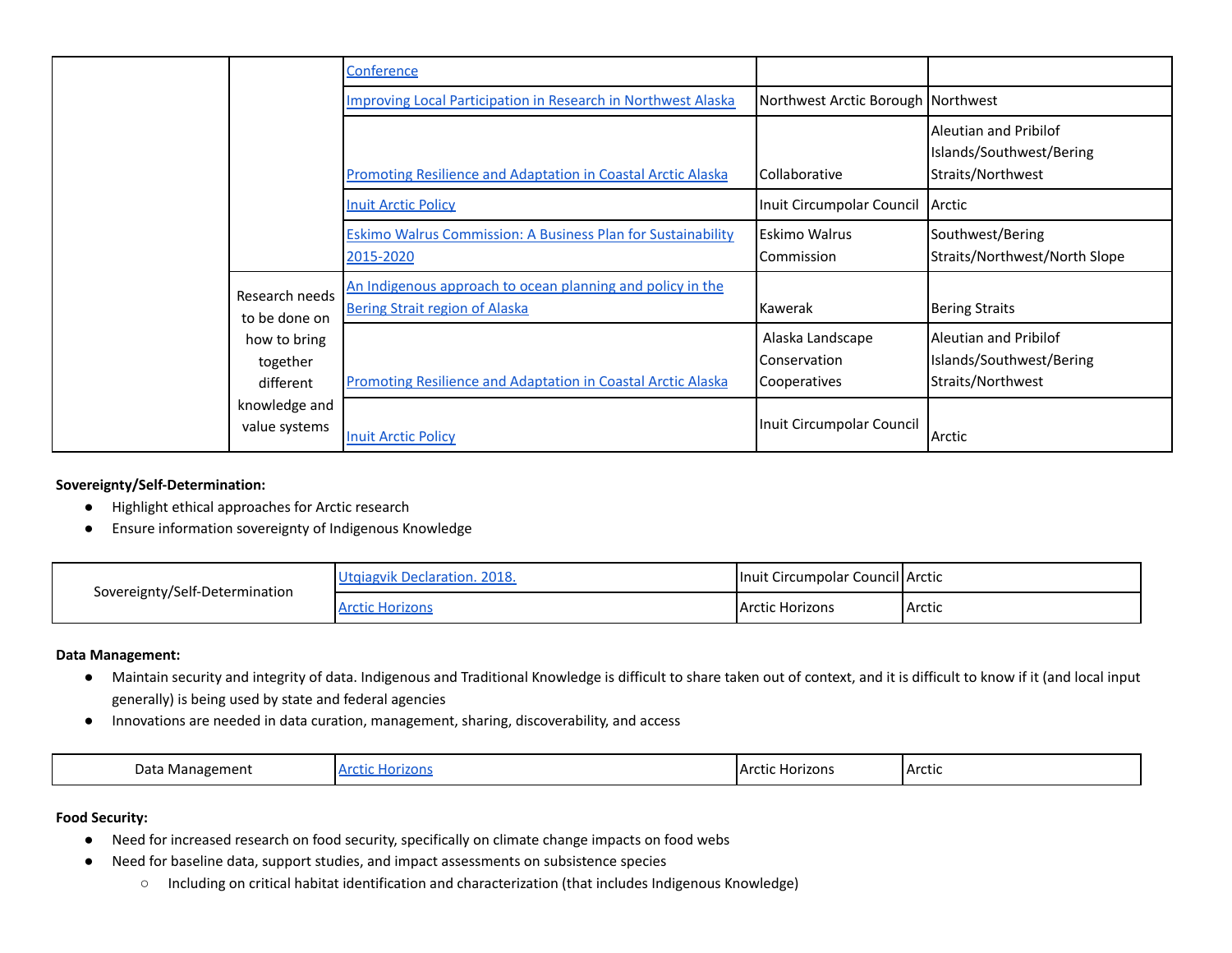| | | | | |
|---|---|---|---|---|
| | | Conference | | |
| | | Improving Local Participation in Research in Northwest Alaska | Northwest Arctic Borough | Northwest |
| | | Promoting Resilience and Adaptation in Coastal Arctic Alaska | Collaborative | Aleutian and Pribilof Islands/Southwest/Bering Straits/Northwest |
| | | Inuit Arctic Policy | Inuit Circumpolar Council | Arctic |
| | | Eskimo Walrus Commission: A Business Plan for Sustainability 2015-2020 | Eskimo Walrus Commission | Southwest/Bering Straits/Northwest/North Slope |
| | Research needs to be done on how to bring together different knowledge and value systems | An Indigenous approach to ocean planning and policy in the Bering Strait region of Alaska | Kawerak | Bering Straits |
| | | Promoting Resilience and Adaptation in Coastal Arctic Alaska | Alaska Landscape Conservation Cooperatives | Aleutian and Pribilof Islands/Southwest/Bering Straits/Northwest |
| | | Inuit Arctic Policy | Inuit Circumpolar Council | Arctic |

**Sovereignty/Self-Determination:**

- Highlight ethical approaches for Arctic research
- Ensure information sovereignty of Indigenous Knowledge

| | | | |
|---|---|---|---|
| Sovereignty/Self-Determination | Utqiagvik Declaration. 2018. | Inuit Circumpolar Council | Arctic |
| | Arctic Horizons | Arctic Horizons | Arctic |

**Data Management:**

- Maintain security and integrity of data. Indigenous and Traditional Knowledge is difficult to share taken out of context, and it is difficult to know if it (and local input generally) is being used by state and federal agencies
- Innovations are needed in data curation, management, sharing, discoverability, and access

| | | | |
|---|---|---|---|
| Data Management | Arctic Horizons | Arctic Horizons | Arctic |

**Food Security:**

- Need for increased research on food security, specifically on climate change impacts on food webs
- Need for baseline data, support studies, and impact assessments on subsistence species
  - Including on critical habitat identification and characterization (that includes Indigenous Knowledge)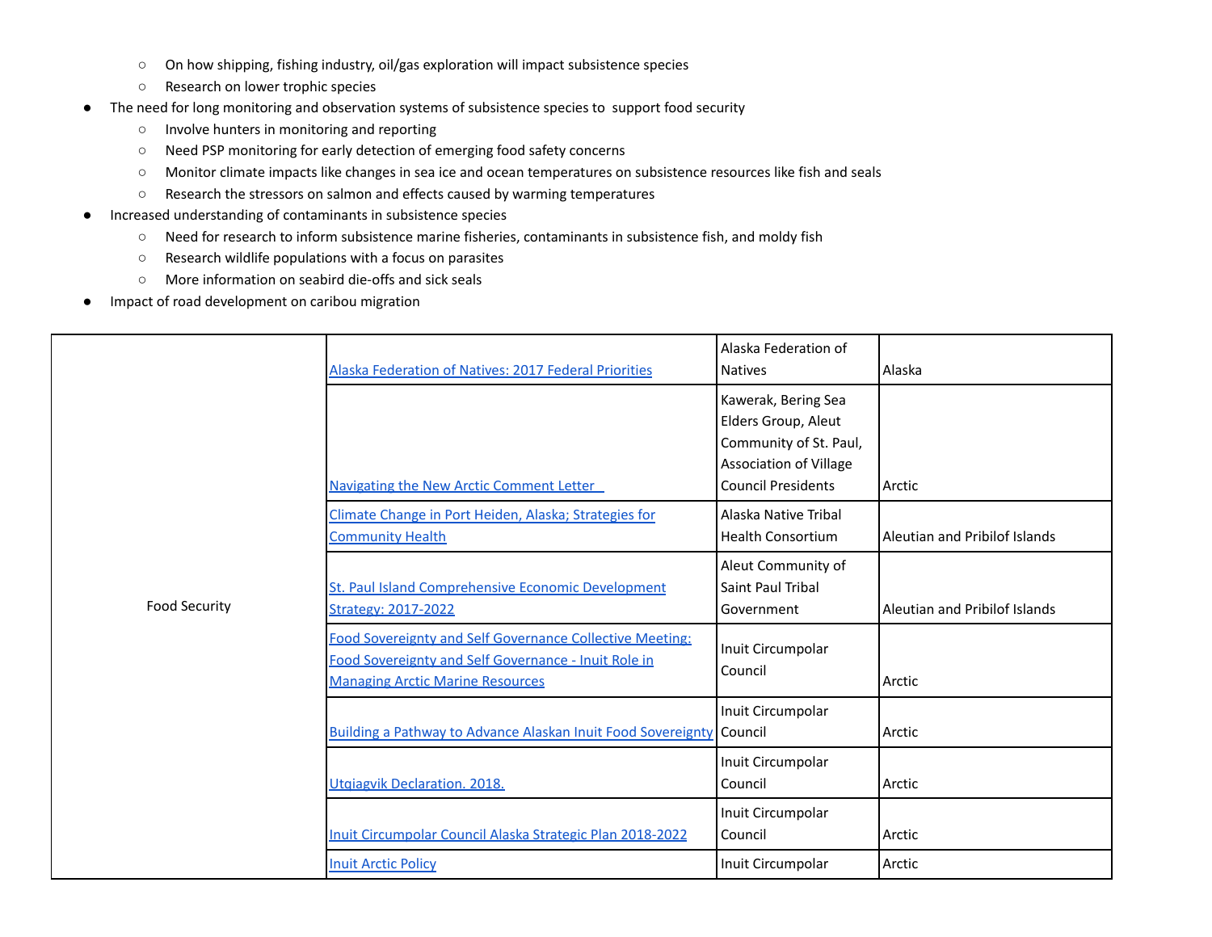- On how shipping, fishing industry, oil/gas exploration will impact subsistence species
  - Research on lower trophic species
- The need for long monitoring and observation systems of subsistence species to support food security
  - Involve hunters in monitoring and reporting
  - Need PSP monitoring for early detection of emerging food safety concerns
  - Monitor climate impacts like changes in sea ice and ocean temperatures on subsistence resources like fish and seals
  - Research the stressors on salmon and effects caused by warming temperatures
- Increased understanding of contaminants in subsistence species
  - Need for research to inform subsistence marine fisheries, contaminants in subsistence fish, and moldy fish
  - Research wildlife populations with a focus on parasites
  - More information on seabird die-offs and sick seals
- Impact of road development on caribou migration

| | | | |
|---|---|---|---|
| Food Security | Alaska Federation of Natives: 2017 Federal Priorities | Alaska Federation of Natives | Alaska |
| | Navigating the New Arctic Comment Letter | Kawerak, Bering Sea Elders Group, Aleut Community of St. Paul, Association of Village Council Presidents | Arctic |
| | Climate Change in Port Heiden, Alaska; Strategies for Community Health | Alaska Native Tribal Health Consortium | Aleutian and Pribilof Islands |
| | St. Paul Island Comprehensive Economic Development Strategy: 2017-2022 | Aleut Community of Saint Paul Tribal Government | Aleutian and Pribilof Islands |
| | Food Sovereignty and Self Governance Collective Meeting: Food Sovereignty and Self Governance - Inuit Role in Managing Arctic Marine Resources | Inuit Circumpolar Council | Arctic |
| | Building a Pathway to Advance Alaskan Inuit Food Sovereignty | Inuit Circumpolar Council | Arctic |
| | Utqiagvik Declaration. 2018. | Inuit Circumpolar Council | Arctic |
| | Inuit Circumpolar Council Alaska Strategic Plan 2018-2022 | Inuit Circumpolar Council | Arctic |
| | Inuit Arctic Policy | Inuit Circumpolar | Arctic |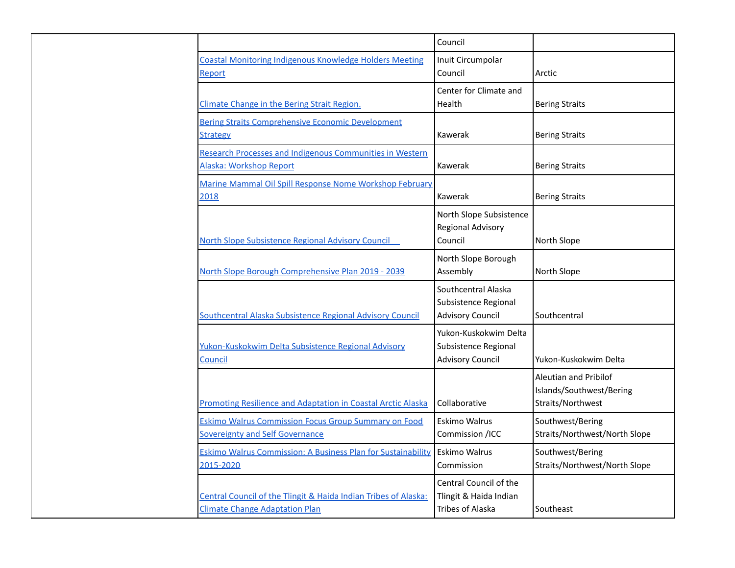| | | | |
|---|---|---|---|
| | | Council | |
| | Coastal Monitoring Indigenous Knowledge Holders Meeting Report | Inuit Circumpolar Council | Arctic |
| | Climate Change in the Bering Strait Region. | Center for Climate and Health | Bering Straits |
| | Bering Straits Comprehensive Economic Development Strategy | Kawerak | Bering Straits |
| | Research Processes and Indigenous Communities in Western Alaska: Workshop Report | Kawerak | Bering Straits |
| | Marine Mammal Oil Spill Response Nome Workshop February 2018 | Kawerak | Bering Straits |
| | North Slope Subsistence Regional Advisory Council | North Slope Subsistence Regional Advisory Council | North Slope |
| | North Slope Borough Comprehensive Plan 2019 - 2039 | North Slope Borough Assembly | North Slope |
| | Southcentral Alaska Subsistence Regional Advisory Council | Southcentral Alaska Subsistence Regional Advisory Council | Southcentral |
| | Yukon-Kuskokwim Delta Subsistence Regional Advisory Council | Yukon-Kuskokwim Delta Subsistence Regional Advisory Council | Yukon-Kuskokwim Delta |
| | Promoting Resilience and Adaptation in Coastal Arctic Alaska | Collaborative | Aleutian and Pribilof Islands/Southwest/Bering Straits/Northwest |
| | Eskimo Walrus Commission Focus Group Summary on Food Sovereignty and Self Governance | Eskimo Walrus Commission /ICC | Southwest/Bering Straits/Northwest/North Slope |
| | Eskimo Walrus Commission: A Business Plan for Sustainability 2015-2020 | Eskimo Walrus Commission | Southwest/Bering Straits/Northwest/North Slope |
| | Central Council of the Tlingit & Haida Indian Tribes of Alaska: Climate Change Adaptation Plan | Central Council of the Tlingit & Haida Indian Tribes of Alaska | Southeast |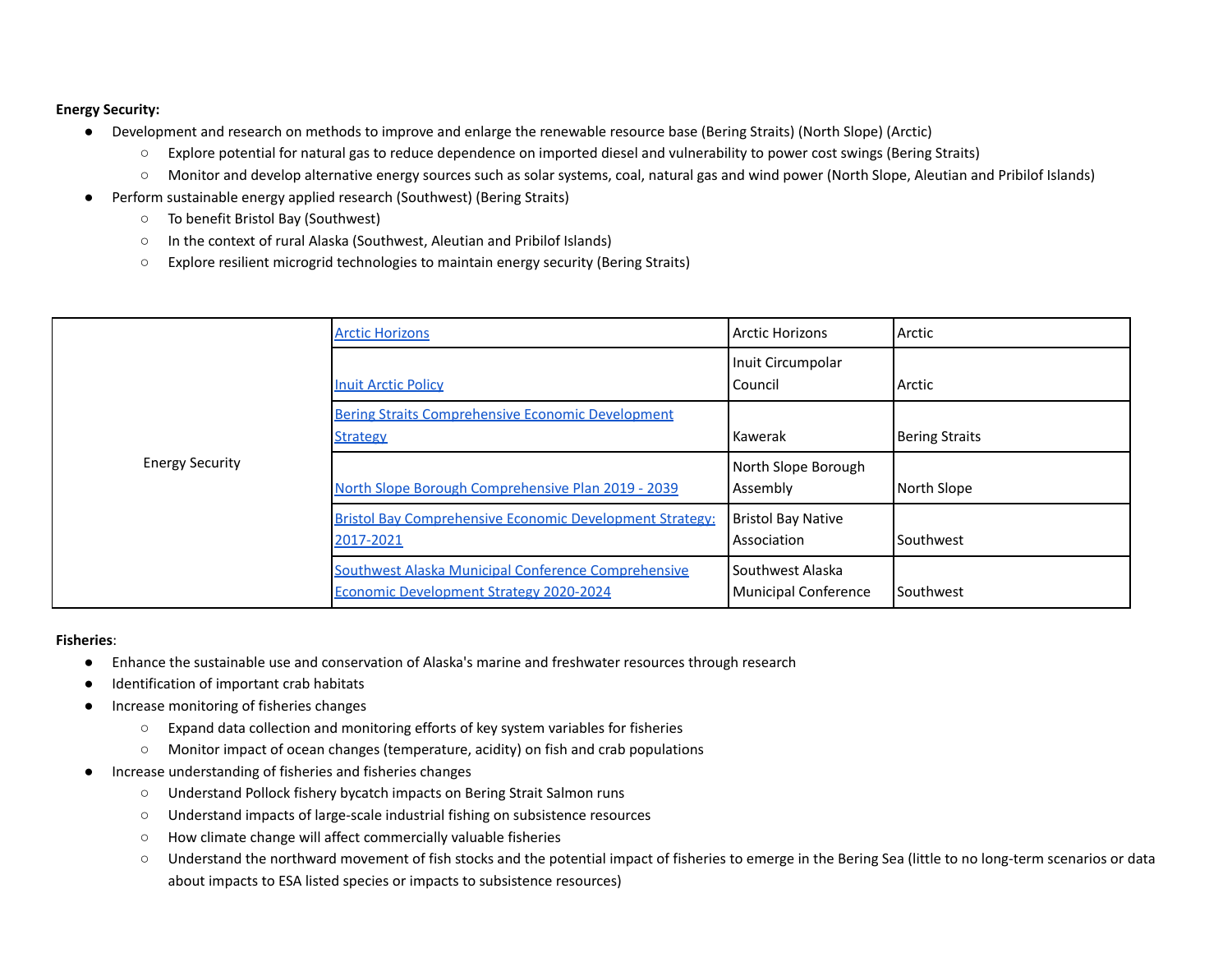**Energy Security:**

- Development and research on methods to improve and enlarge the renewable resource base (Bering Straits) (North Slope) (Arctic)
  - Explore potential for natural gas to reduce dependence on imported diesel and vulnerability to power cost swings (Bering Straits)
  - Monitor and develop alternative energy sources such as solar systems, coal, natural gas and wind power (North Slope, Aleutian and Pribilof Islands)
- Perform sustainable energy applied research (Southwest) (Bering Straits)
  - To benefit Bristol Bay (Southwest)
  - In the context of rural Alaska (Southwest, Aleutian and Pribilof Islands)
  - Explore resilient microgrid technologies to maintain energy security (Bering Straits)

| | | | |
|---|---|---|---|
| Energy Security | Arctic Horizons | Arctic Horizons | Arctic |
| | Inuit Arctic Policy | Inuit Circumpolar Council | Arctic |
| | Bering Straits Comprehensive Economic Development Strategy | Kawerak | Bering Straits |
| | North Slope Borough Comprehensive Plan 2019 - 2039 | North Slope Borough Assembly | North Slope |
| | Bristol Bay Comprehensive Economic Development Strategy: 2017-2021 | Bristol Bay Native Association | Southwest |
| | Southwest Alaska Municipal Conference Comprehensive Economic Development Strategy 2020-2024 | Southwest Alaska Municipal Conference | Southwest |

**Fisheries**:

- Enhance the sustainable use and conservation of Alaska's marine and freshwater resources through research
- Identification of important crab habitats
- Increase monitoring of fisheries changes
  - Expand data collection and monitoring efforts of key system variables for fisheries
  - Monitor impact of ocean changes (temperature, acidity) on fish and crab populations
- Increase understanding of fisheries and fisheries changes
  - Understand Pollock fishery bycatch impacts on Bering Strait Salmon runs
  - Understand impacts of large-scale industrial fishing on subsistence resources
  - How climate change will affect commercially valuable fisheries
  - Understand the northward movement of fish stocks and the potential impact of fisheries to emerge in the Bering Sea (little to no long-term scenarios or data about impacts to ESA listed species or impacts to subsistence resources)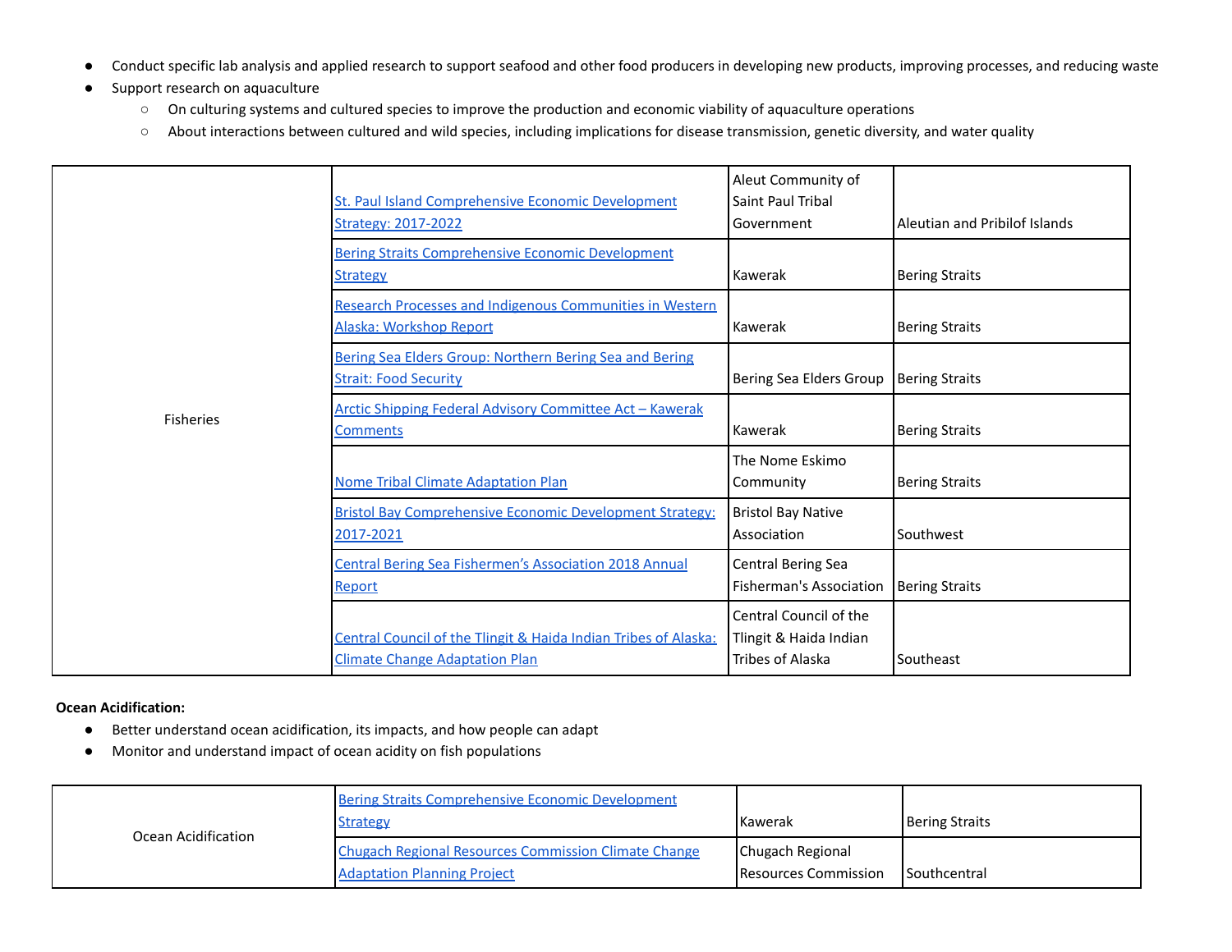- Conduct specific lab analysis and applied research to support seafood and other food producers in developing new products, improving processes, and reducing waste
- Support research on aquaculture
  - On culturing systems and cultured species to improve the production and economic viability of aquaculture operations
  - About interactions between cultured and wild species, including implications for disease transmission, genetic diversity, and water quality

| | | | |
|---|---|---|---|
| Fisheries | St. Paul Island Comprehensive Economic Development Strategy: 2017-2022 | Aleut Community of Saint Paul Tribal Government | Aleutian and Pribilof Islands |
| | Bering Straits Comprehensive Economic Development Strategy | Kawerak | Bering Straits |
| | Research Processes and Indigenous Communities in Western Alaska: Workshop Report | Kawerak | Bering Straits |
| | Bering Sea Elders Group: Northern Bering Sea and Bering Strait: Food Security | Bering Sea Elders Group | Bering Straits |
| | Arctic Shipping Federal Advisory Committee Act – Kawerak Comments | Kawerak | Bering Straits |
| | Nome Tribal Climate Adaptation Plan | The Nome Eskimo Community | Bering Straits |
| | Bristol Bay Comprehensive Economic Development Strategy: 2017-2021 | Bristol Bay Native Association | Southwest |
| | Central Bering Sea Fishermen's Association 2018 Annual Report | Central Bering Sea Fisherman's Association | Bering Straits |
| | Central Council of the Tlingit & Haida Indian Tribes of Alaska: Climate Change Adaptation Plan | Central Council of the Tlingit & Haida Indian Tribes of Alaska | Southeast |

**Ocean Acidification:**

- Better understand ocean acidification, its impacts, and how people can adapt
- Monitor and understand impact of ocean acidity on fish populations

| | | | |
|---|---|---|---|
| Ocean Acidification | Bering Straits Comprehensive Economic Development Strategy | Kawerak | Bering Straits |
| | Chugach Regional Resources Commission Climate Change Adaptation Planning Project | Chugach Regional Resources Commission | Southcentral |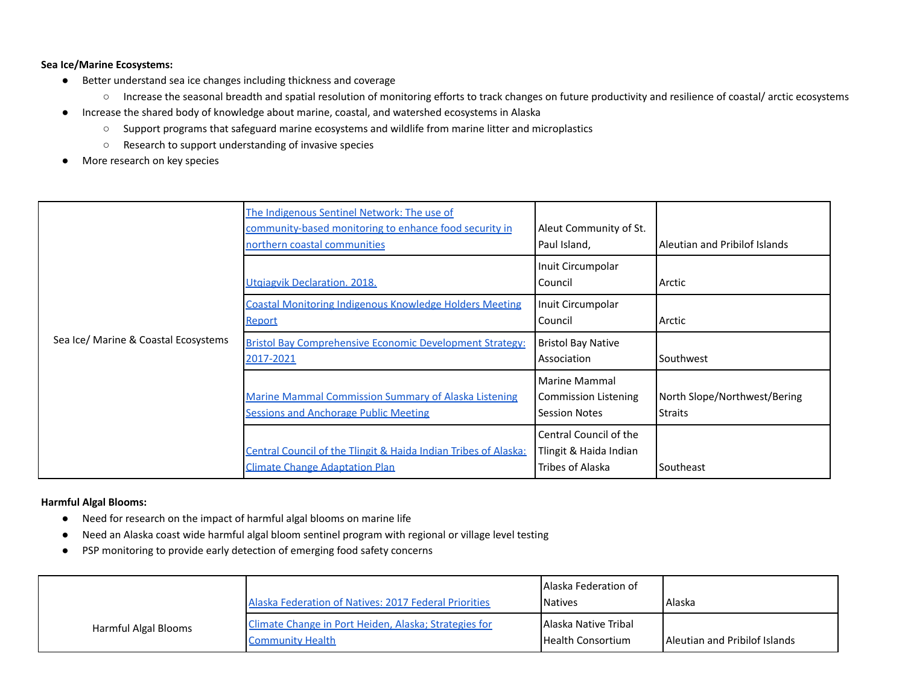**Sea Ice/Marine Ecosystems:**

- Better understand sea ice changes including thickness and coverage
    - Increase the seasonal breadth and spatial resolution of monitoring efforts to track changes on future productivity and resilience of coastal/ arctic ecosystems
- Increase the shared body of knowledge about marine, coastal, and watershed ecosystems in Alaska
    - Support programs that safeguard marine ecosystems and wildlife from marine litter and microplastics
    - Research to support understanding of invasive species
- More research on key species

| | | | |
|---|---|---|---|
| Sea Ice/ Marine & Coastal Ecosystems | The Indigenous Sentinel Network: The use of community-based monitoring to enhance food security in northern coastal communities | Aleut Community of St. Paul Island, | Aleutian and Pribilof Islands |
| | Utqiagvik Declaration. 2018. | Inuit Circumpolar Council | Arctic |
| | Coastal Monitoring Indigenous Knowledge Holders Meeting Report | Inuit Circumpolar Council | Arctic |
| | Bristol Bay Comprehensive Economic Development Strategy: 2017-2021 | Bristol Bay Native Association | Southwest |
| | Marine Mammal Commission Summary of Alaska Listening Sessions and Anchorage Public Meeting | Marine Mammal Commission Listening Session Notes | North Slope/Northwest/Bering Straits |
| | Central Council of the Tlingit & Haida Indian Tribes of Alaska: Climate Change Adaptation Plan | Central Council of the Tlingit & Haida Indian Tribes of Alaska | Southeast |

**Harmful Algal Blooms:**

- Need for research on the impact of harmful algal blooms on marine life
- Need an Alaska coast wide harmful algal bloom sentinel program with regional or village level testing
- PSP monitoring to provide early detection of emerging food safety concerns

| | | | |
|---|---|---|---|
| Harmful Algal Blooms | Alaska Federation of Natives: 2017 Federal Priorities | Alaska Federation of Natives | Alaska |
| | Climate Change in Port Heiden, Alaska; Strategies for Community Health | Alaska Native Tribal Health Consortium | Aleutian and Pribilof Islands |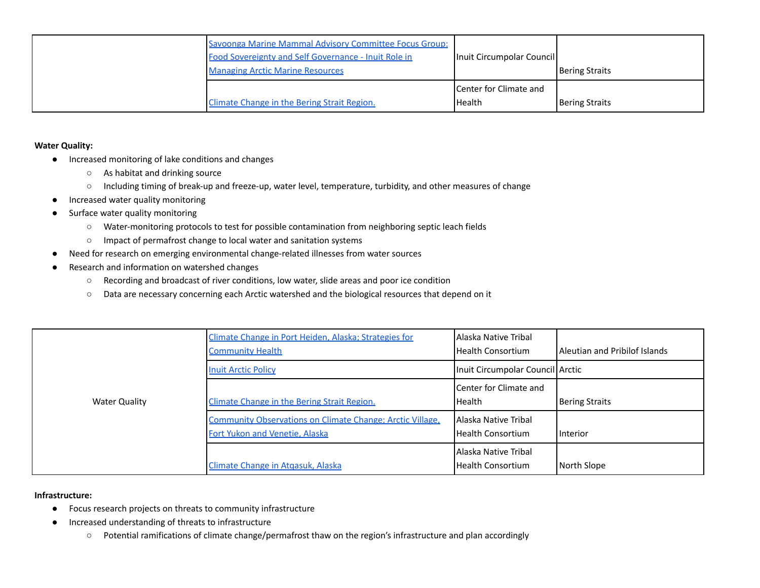| | | | |
|---|---|---|---|
| | [Savoonga Marine Mammal Advisory Committee Focus Group: Food Sovereignty and Self Governance - Inuit Role in Managing Arctic Marine Resources]() | Inuit Circumpolar Council | Bering Straits |
| | [Climate Change in the Bering Strait Region.]() | Center for Climate and Health | Bering Straits |

**Water Quality:**

- Increased monitoring of lake conditions and changes
  - As habitat and drinking source
  - Including timing of break-up and freeze-up, water level, temperature, turbidity, and other measures of change
- Increased water quality monitoring
- Surface water quality monitoring
  - Water-monitoring protocols to test for possible contamination from neighboring septic leach fields
  - Impact of permafrost change to local water and sanitation systems
- Need for research on emerging environmental change-related illnesses from water sources
- Research and information on watershed changes
  - Recording and broadcast of river conditions, low water, slide areas and poor ice condition
  - Data are necessary concerning each Arctic watershed and the biological resources that depend on it

| | | | |
|---|---|---|---|
| Water Quality | [Climate Change in Port Heiden, Alaska; Strategies for Community Health]() | Alaska Native Tribal Health Consortium | Aleutian and Pribilof Islands |
| | [Inuit Arctic Policy]() | Inuit Circumpolar Council | Arctic |
| | [Climate Change in the Bering Strait Region.]() | Center for Climate and Health | Bering Straits |
| | [Community Observations on Climate Change; Arctic Village, Fort Yukon and Venetie, Alaska]() | Alaska Native Tribal Health Consortium | Interior |
| | [Climate Change in Atqasuk, Alaska]() | Alaska Native Tribal Health Consortium | North Slope |

**Infrastructure:**

- Focus research projects on threats to community infrastructure
- Increased understanding of threats to infrastructure
  - Potential ramifications of climate change/permafrost thaw on the region's infrastructure and plan accordingly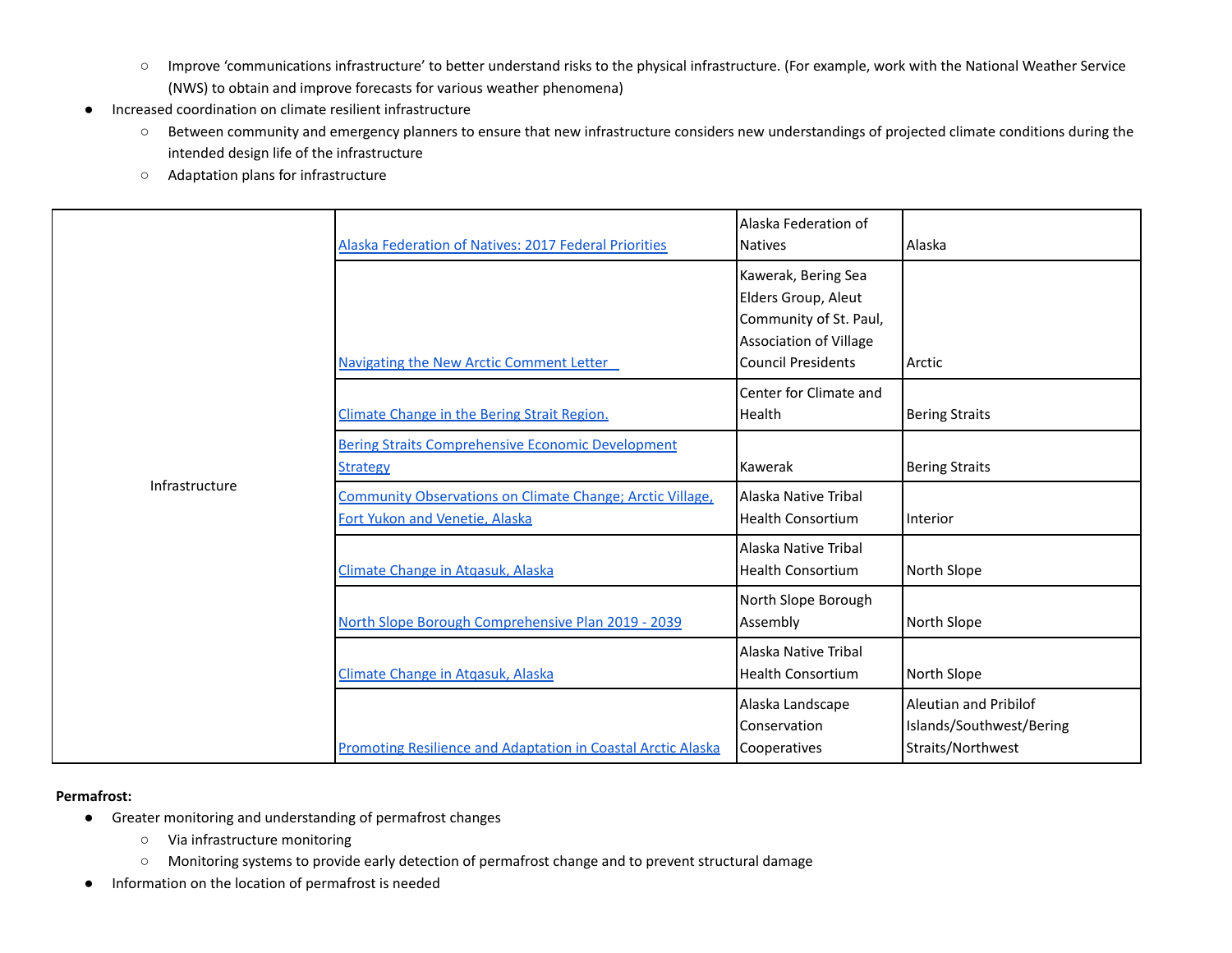- Improve 'communications infrastructure' to better understand risks to the physical infrastructure. (For example, work with the National Weather Service (NWS) to obtain and improve forecasts for various weather phenomena)
- Increased coordination on climate resilient infrastructure
  - Between community and emergency planners to ensure that new infrastructure considers new understandings of projected climate conditions during the intended design life of the infrastructure
  - Adaptation plans for infrastructure

| | | | |
|---|---|---|---|
| Infrastructure | Alaska Federation of Natives: 2017 Federal Priorities | Alaska Federation of Natives | Alaska |
| | Navigating the New Arctic Comment Letter | Kawerak, Bering Sea Elders Group, Aleut Community of St. Paul, Association of Village Council Presidents | Arctic |
| | Climate Change in the Bering Strait Region. | Center for Climate and Health | Bering Straits |
| | Bering Straits Comprehensive Economic Development Strategy | Kawerak | Bering Straits |
| | Community Observations on Climate Change; Arctic Village, Fort Yukon and Venetie, Alaska | Alaska Native Tribal Health Consortium | Interior |
| | Climate Change in Atqasuk, Alaska | Alaska Native Tribal Health Consortium | North Slope |
| | North Slope Borough Comprehensive Plan 2019 - 2039 | North Slope Borough Assembly | North Slope |
| | Climate Change in Atqasuk, Alaska | Alaska Native Tribal Health Consortium | North Slope |
| | Promoting Resilience and Adaptation in Coastal Arctic Alaska | Alaska Landscape Conservation Cooperatives | Aleutian and Pribilof Islands/Southwest/Bering Straits/Northwest |

**Permafrost:**

- Greater monitoring and understanding of permafrost changes
  - Via infrastructure monitoring
  - Monitoring systems to provide early detection of permafrost change and to prevent structural damage
- Information on the location of permafrost is needed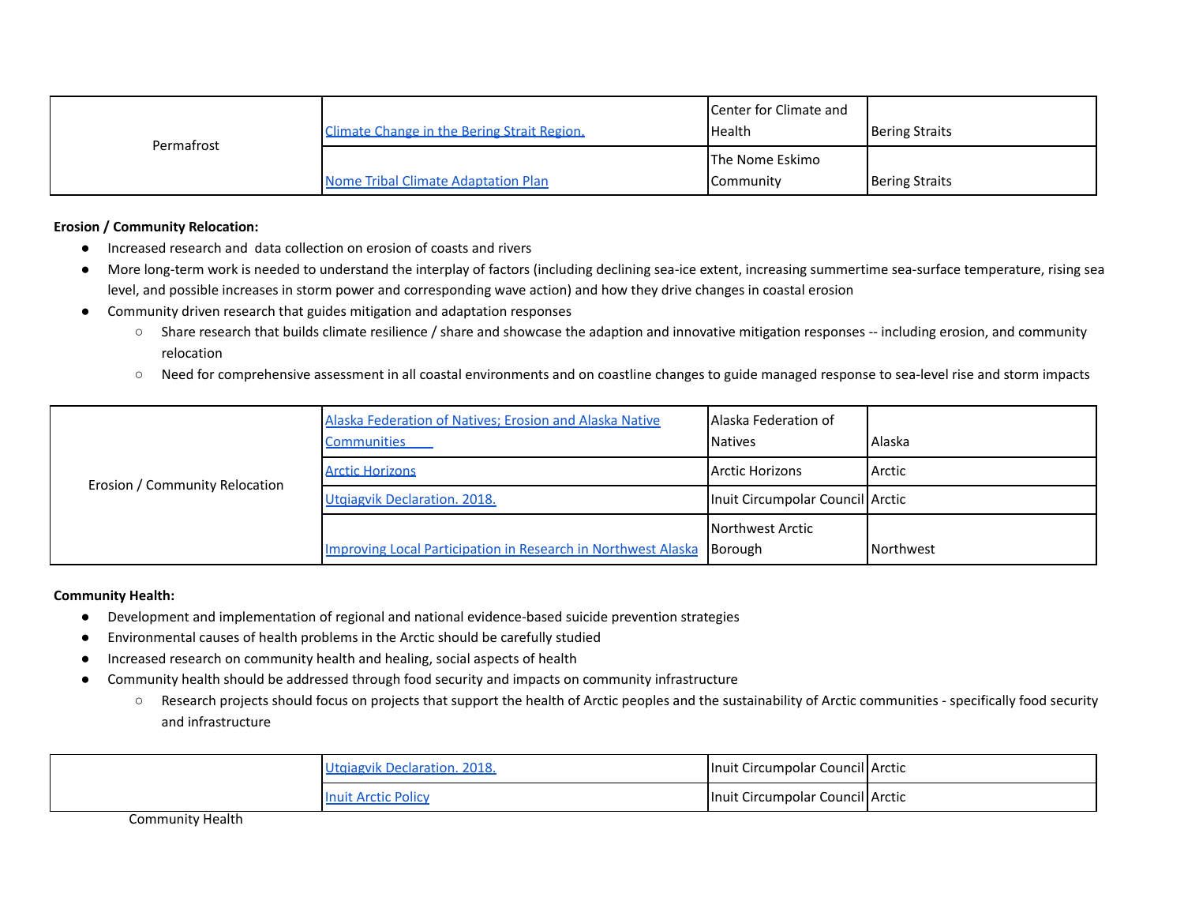| | | | |
|---|---|---|---|
| Permafrost | Climate Change in the Bering Strait Region. | Center for Climate and Health | Bering Straits |
| | Nome Tribal Climate Adaptation Plan | The Nome Eskimo Community | Bering Straits |

**Erosion / Community Relocation:**

- Increased research and data collection on erosion of coasts and rivers
- More long-term work is needed to understand the interplay of factors (including declining sea-ice extent, increasing summertime sea-surface temperature, rising sea level, and possible increases in storm power and corresponding wave action) and how they drive changes in coastal erosion
- Community driven research that guides mitigation and adaptation responses
  - Share research that builds climate resilience / share and showcase the adaption and innovative mitigation responses -- including erosion, and community relocation
  - Need for comprehensive assessment in all coastal environments and on coastline changes to guide managed response to sea-level rise and storm impacts

| | | | |
|---|---|---|---|
| Erosion / Community Relocation | Alaska Federation of Natives; Erosion and Alaska Native Communities | Alaska Federation of Natives | Alaska |
| | Arctic Horizons | Arctic Horizons | Arctic |
| | Utqiagvik Declaration. 2018. | Inuit Circumpolar Council | Arctic |
| | Improving Local Participation in Research in Northwest Alaska | Northwest Arctic Borough | Northwest |

**Community Health:**

- Development and implementation of regional and national evidence-based suicide prevention strategies
- Environmental causes of health problems in the Arctic should be carefully studied
- Increased research on community health and healing, social aspects of health
- Community health should be addressed through food security and impacts on community infrastructure
  - Research projects should focus on projects that support the health of Arctic peoples and the sustainability of Arctic communities - specifically food security and infrastructure

| | | | |
|---|---|---|---|
| Community Health | Utqiagvik Declaration. 2018. | Inuit Circumpolar Council | Arctic |
| | Inuit Arctic Policy | Inuit Circumpolar Council | Arctic |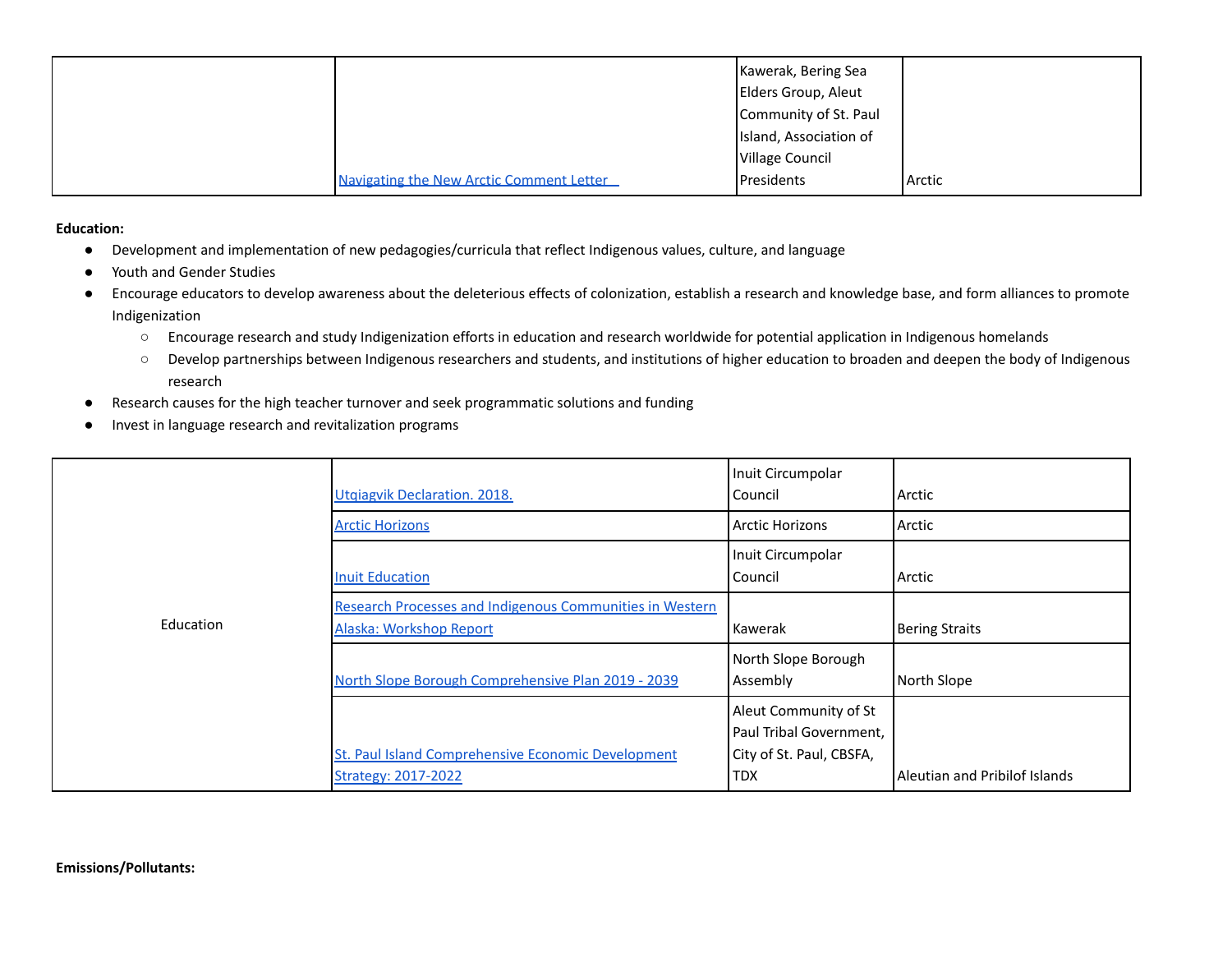| | | | |
|---|---|---|---|
| | Navigating the New Arctic Comment Letter | Kawerak, Bering Sea Elders Group, Aleut Community of St. Paul Island, Association of Village Council Presidents | Arctic |

**Education:**

- Development and implementation of new pedagogies/curricula that reflect Indigenous values, culture, and language
- Youth and Gender Studies
- Encourage educators to develop awareness about the deleterious effects of colonization, establish a research and knowledge base, and form alliances to promote Indigenization
  - Encourage research and study Indigenization efforts in education and research worldwide for potential application in Indigenous homelands
  - Develop partnerships between Indigenous researchers and students, and institutions of higher education to broaden and deepen the body of Indigenous research
- Research causes for the high teacher turnover and seek programmatic solutions and funding
- Invest in language research and revitalization programs

| | | | |
|---|---|---|---|
| Education | Utqiagvik Declaration. 2018. | Inuit Circumpolar Council | Arctic |
| | Arctic Horizons | Arctic Horizons | Arctic |
| | Inuit Education | Inuit Circumpolar Council | Arctic |
| | Research Processes and Indigenous Communities in Western Alaska: Workshop Report | Kawerak | Bering Straits |
| | North Slope Borough Comprehensive Plan 2019 - 2039 | North Slope Borough Assembly | North Slope |
| | St. Paul Island Comprehensive Economic Development Strategy: 2017-2022 | Aleut Community of St Paul Tribal Government, City of St. Paul, CBSFA, TDX | Aleutian and Pribilof Islands |

**Emissions/Pollutants:**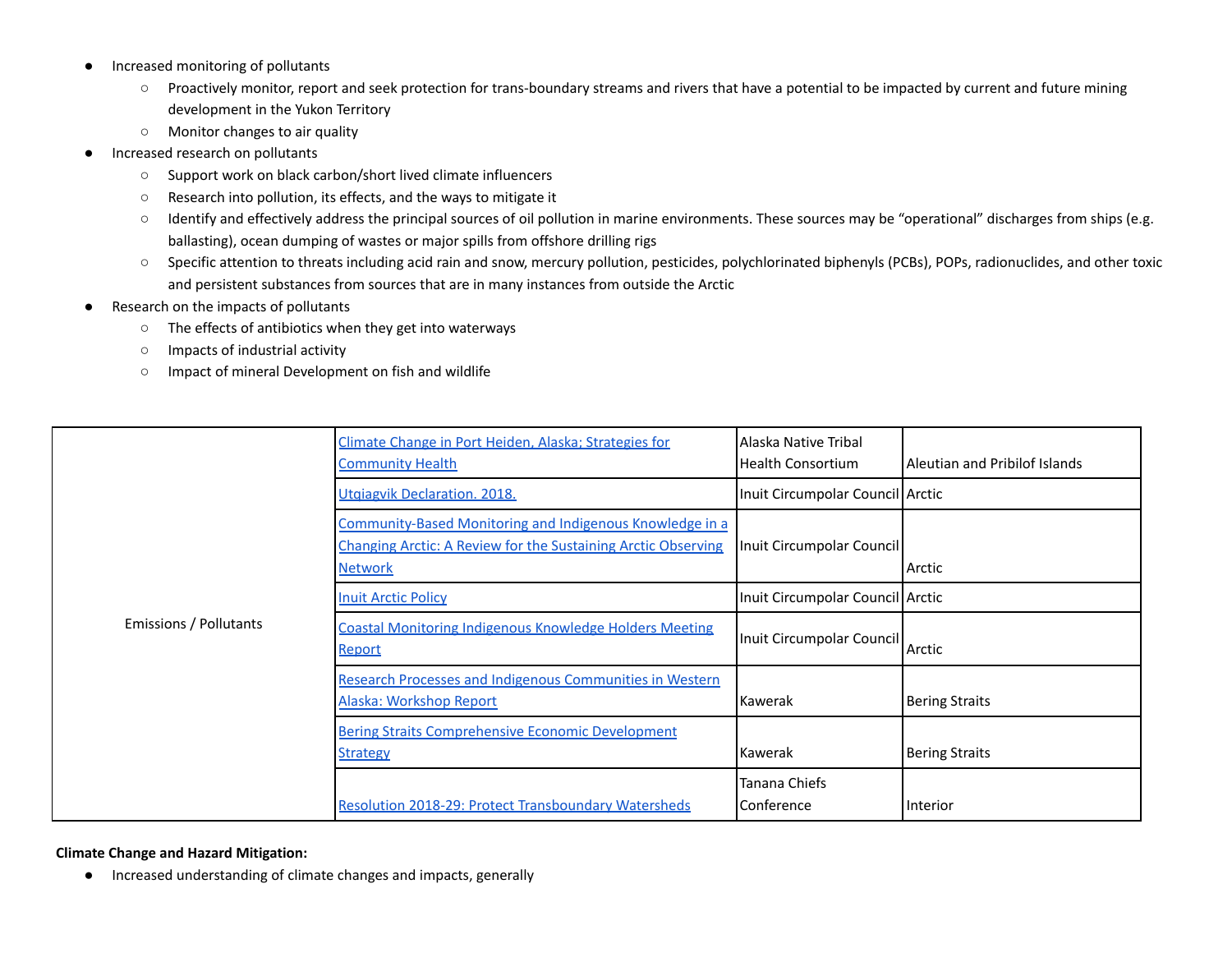- Increased monitoring of pollutants
  - Proactively monitor, report and seek protection for trans-boundary streams and rivers that have a potential to be impacted by current and future mining development in the Yukon Territory
  - Monitor changes to air quality
- Increased research on pollutants
  - Support work on black carbon/short lived climate influencers
  - Research into pollution, its effects, and the ways to mitigate it
  - Identify and effectively address the principal sources of oil pollution in marine environments. These sources may be "operational" discharges from ships (e.g. ballasting), ocean dumping of wastes or major spills from offshore drilling rigs
  - Specific attention to threats including acid rain and snow, mercury pollution, pesticides, polychlorinated biphenyls (PCBs), POPs, radionuclides, and other toxic and persistent substances from sources that are in many instances from outside the Arctic
- Research on the impacts of pollutants
  - The effects of antibiotics when they get into waterways
  - Impacts of industrial activity
  - Impact of mineral Development on fish and wildlife

| | | | |
|---|---|---|---|
| Emissions / Pollutants | Climate Change in Port Heiden, Alaska; Strategies for Community Health | Alaska Native Tribal Health Consortium | Aleutian and Pribilof Islands |
| | Utqiagvik Declaration. 2018. | Inuit Circumpolar Council | Arctic |
| | Community-Based Monitoring and Indigenous Knowledge in a Changing Arctic: A Review for the Sustaining Arctic Observing Network | Inuit Circumpolar Council | Arctic |
| | Inuit Arctic Policy | Inuit Circumpolar Council | Arctic |
| | Coastal Monitoring Indigenous Knowledge Holders Meeting Report | Inuit Circumpolar Council | Arctic |
| | Research Processes and Indigenous Communities in Western Alaska: Workshop Report | Kawerak | Bering Straits |
| | Bering Straits Comprehensive Economic Development Strategy | Kawerak | Bering Straits |
| | Resolution 2018-29: Protect Transboundary Watersheds | Tanana Chiefs Conference | Interior |

**Climate Change and Hazard Mitigation:**

- Increased understanding of climate changes and impacts, generally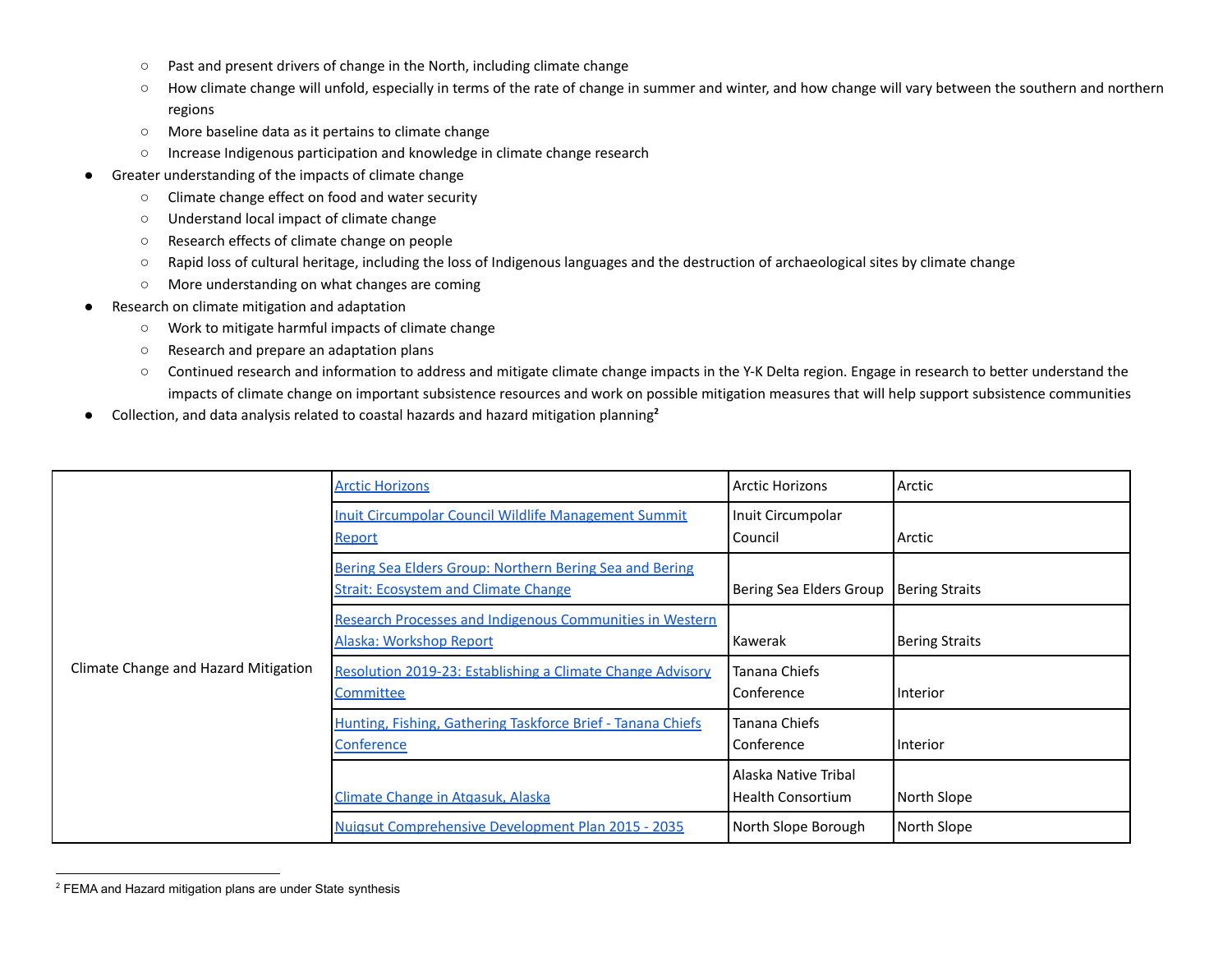- Past and present drivers of change in the North, including climate change
  - How climate change will unfold, especially in terms of the rate of change in summer and winter, and how change will vary between the southern and northern regions
  - More baseline data as it pertains to climate change
  - Increase Indigenous participation and knowledge in climate change research
- Greater understanding of the impacts of climate change
  - Climate change effect on food and water security
  - Understand local impact of climate change
  - Research effects of climate change on people
  - Rapid loss of cultural heritage, including the loss of Indigenous languages and the destruction of archaeological sites by climate change
  - More understanding on what changes are coming
- Research on climate mitigation and adaptation
  - Work to mitigate harmful impacts of climate change
  - Research and prepare an adaptation plans
  - Continued research and information to address and mitigate climate change impacts in the Y-K Delta region. Engage in research to better understand the impacts of climate change on important subsistence resources and work on possible mitigation measures that will help support subsistence communities
- Collection, and data analysis related to coastal hazards and hazard mitigation planning[2]

| | | | |
|---|---|---|---|
| Climate Change and Hazard Mitigation | Arctic Horizons | Arctic Horizons | Arctic |
| | Inuit Circumpolar Council Wildlife Management Summit Report | Inuit Circumpolar Council | Arctic |
| | Bering Sea Elders Group: Northern Bering Sea and Bering Strait: Ecosystem and Climate Change | Bering Sea Elders Group | Bering Straits |
| | Research Processes and Indigenous Communities in Western Alaska: Workshop Report | Kawerak | Bering Straits |
| | Resolution 2019-23: Establishing a Climate Change Advisory Committee | Tanana Chiefs Conference | Interior |
| | Hunting, Fishing, Gathering Taskforce Brief - Tanana Chiefs Conference | Tanana Chiefs Conference | Interior |
| | Climate Change in Atqasuk, Alaska | Alaska Native Tribal Health Consortium | North Slope |
| | Nuiqsut Comprehensive Development Plan 2015 - 2035 | North Slope Borough | North Slope |

[2] FEMA and Hazard mitigation plans are under State synthesis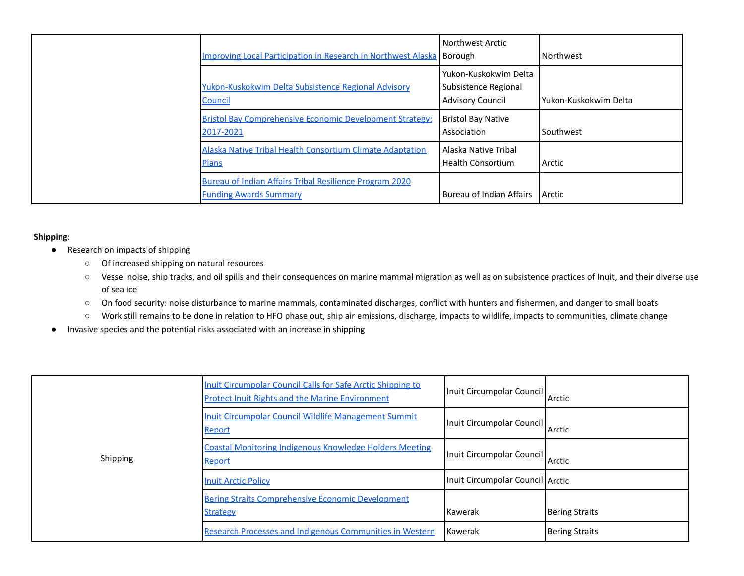| | | | |
|---|---|---|---|
| | Improving Local Participation in Research in Northwest Alaska | Northwest Arctic Borough | Northwest |
| | Yukon-Kuskokwim Delta Subsistence Regional Advisory Council | Yukon-Kuskokwim Delta Subsistence Regional Advisory Council | Yukon-Kuskokwim Delta |
| | Bristol Bay Comprehensive Economic Development Strategy: 2017-2021 | Bristol Bay Native Association | Southwest |
| | Alaska Native Tribal Health Consortium Climate Adaptation Plans | Alaska Native Tribal Health Consortium | Arctic |
| | Bureau of Indian Affairs Tribal Resilience Program 2020 Funding Awards Summary | Bureau of Indian Affairs | Arctic |

**Shipping**:

- Research on impacts of shipping
  - Of increased shipping on natural resources
  - Vessel noise, ship tracks, and oil spills and their consequences on marine mammal migration as well as on subsistence practices of Inuit, and their diverse use of sea ice
  - On food security: noise disturbance to marine mammals, contaminated discharges, conflict with hunters and fishermen, and danger to small boats
  - Work still remains to be done in relation to HFO phase out, ship air emissions, discharge, impacts to wildlife, impacts to communities, climate change
- Invasive species and the potential risks associated with an increase in shipping

| | | | |
|---|---|---|---|
| Shipping | Inuit Circumpolar Council Calls for Safe Arctic Shipping to Protect Inuit Rights and the Marine Environment | Inuit Circumpolar Council | Arctic |
| | Inuit Circumpolar Council Wildlife Management Summit Report | Inuit Circumpolar Council | Arctic |
| | Coastal Monitoring Indigenous Knowledge Holders Meeting Report | Inuit Circumpolar Council | Arctic |
| | Inuit Arctic Policy | Inuit Circumpolar Council | Arctic |
| | Bering Straits Comprehensive Economic Development Strategy | Kawerak | Bering Straits |
| | Research Processes and Indigenous Communities in Western | Kawerak | Bering Straits |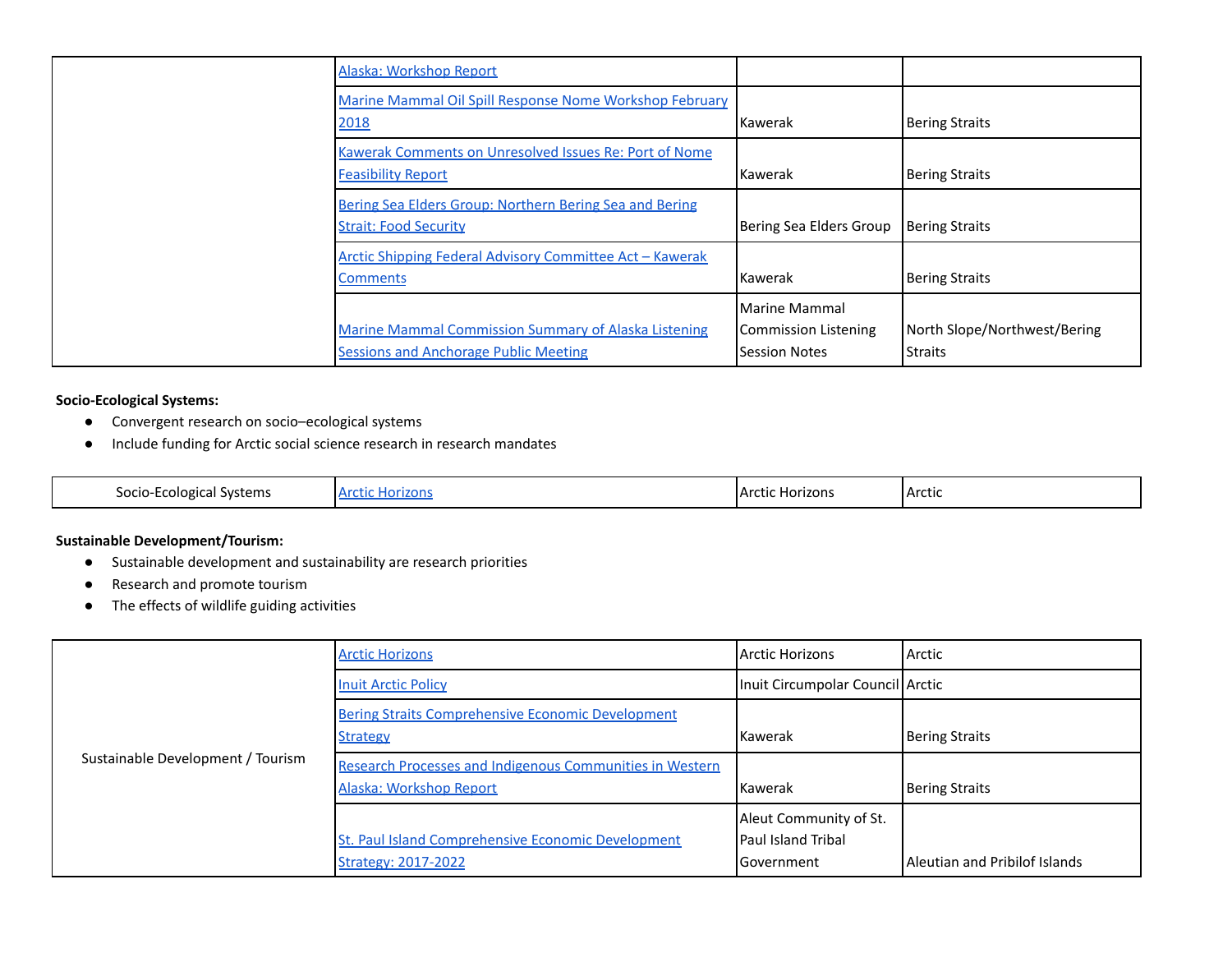| | | | |
|---|---|---|---|
| | Alaska: Workshop Report | | |
| | Marine Mammal Oil Spill Response Nome Workshop February 2018 | Kawerak | Bering Straits |
| | Kawerak Comments on Unresolved Issues Re: Port of Nome Feasibility Report | Kawerak | Bering Straits |
| | Bering Sea Elders Group: Northern Bering Sea and Bering Strait: Food Security | Bering Sea Elders Group | Bering Straits |
| | Arctic Shipping Federal Advisory Committee Act – Kawerak Comments | Kawerak | Bering Straits |
| | Marine Mammal Commission Summary of Alaska Listening Sessions and Anchorage Public Meeting | Marine Mammal Commission Listening Session Notes | North Slope/Northwest/Bering Straits |

**Socio-Ecological Systems:**

- Convergent research on socio–ecological systems
- Include funding for Arctic social science research in research mandates

| | | | |
|---|---|---|---|
| Socio-Ecological Systems | Arctic Horizons | Arctic Horizons | Arctic |

**Sustainable Development/Tourism:**

- Sustainable development and sustainability are research priorities
- Research and promote tourism
- The effects of wildlife guiding activities

| | | | |
|---|---|---|---|
| Sustainable Development / Tourism | Arctic Horizons | Arctic Horizons | Arctic |
| | Inuit Arctic Policy | Inuit Circumpolar Council | Arctic |
| | Bering Straits Comprehensive Economic Development Strategy | Kawerak | Bering Straits |
| | Research Processes and Indigenous Communities in Western Alaska: Workshop Report | Kawerak | Bering Straits |
| | St. Paul Island Comprehensive Economic Development Strategy: 2017-2022 | Aleut Community of St. Paul Island Tribal Government | Aleutian and Pribilof Islands |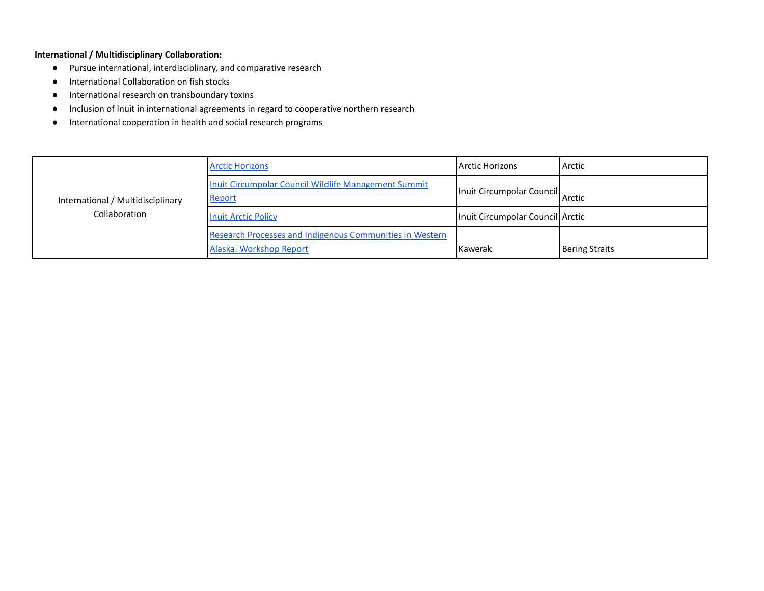**International / Multidisciplinary Collaboration:**

- Pursue international, interdisciplinary, and comparative research
- International Collaboration on fish stocks
- International research on transboundary toxins
- Inclusion of Inuit in international agreements in regard to cooperative northern research
- International cooperation in health and social research programs

| | | | |
|---|---|---|---|
| International / Multidisciplinary Collaboration | Arctic Horizons | Arctic Horizons | Arctic |
| | Inuit Circumpolar Council Wildlife Management Summit Report | Inuit Circumpolar Council | Arctic |
| | Inuit Arctic Policy | Inuit Circumpolar Council | Arctic |
| | Research Processes and Indigenous Communities in Western Alaska: Workshop Report | Kawerak | Bering Straits |